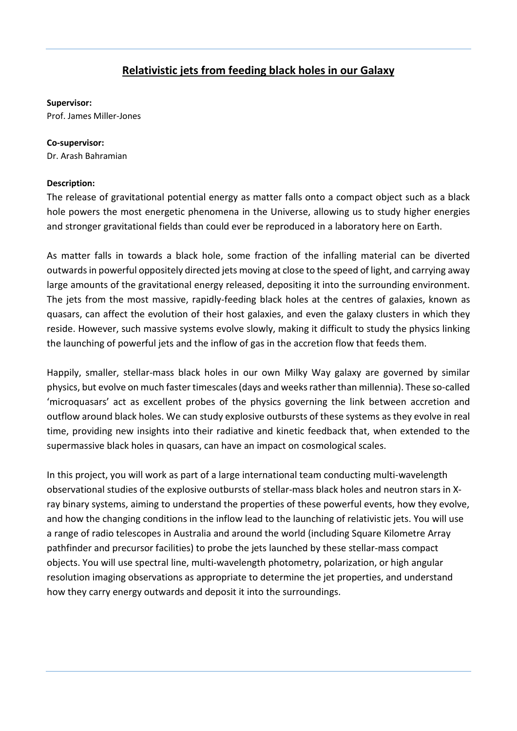# Relativistic jets from feeding black holes in our Galaxy

**Supervisor:**
Prof. James Miller-Jones

**Co-supervisor:**
Dr. Arash Bahramian

**Description:**

The release of gravitational potential energy as matter falls onto a compact object such as a black hole powers the most energetic phenomena in the Universe, allowing us to study higher energies and stronger gravitational fields than could ever be reproduced in a laboratory here on Earth.

As matter falls in towards a black hole, some fraction of the infalling material can be diverted outwards in powerful oppositely directed jets moving at close to the speed of light, and carrying away large amounts of the gravitational energy released, depositing it into the surrounding environment. The jets from the most massive, rapidly-feeding black holes at the centres of galaxies, known as quasars, can affect the evolution of their host galaxies, and even the galaxy clusters in which they reside. However, such massive systems evolve slowly, making it difficult to study the physics linking the launching of powerful jets and the inflow of gas in the accretion flow that feeds them.

Happily, smaller, stellar-mass black holes in our own Milky Way galaxy are governed by similar physics, but evolve on much faster timescales (days and weeks rather than millennia). These so-called 'microquasars' act as excellent probes of the physics governing the link between accretion and outflow around black holes. We can study explosive outbursts of these systems as they evolve in real time, providing new insights into their radiative and kinetic feedback that, when extended to the supermassive black holes in quasars, can have an impact on cosmological scales.

In this project, you will work as part of a large international team conducting multi-wavelength observational studies of the explosive outbursts of stellar-mass black holes and neutron stars in X-ray binary systems, aiming to understand the properties of these powerful events, how they evolve, and how the changing conditions in the inflow lead to the launching of relativistic jets. You will use a range of radio telescopes in Australia and around the world (including Square Kilometre Array pathfinder and precursor facilities) to probe the jets launched by these stellar-mass compact objects. You will use spectral line, multi-wavelength photometry, polarization, or high angular resolution imaging observations as appropriate to determine the jet properties, and understand how they carry energy outwards and deposit it into the surroundings.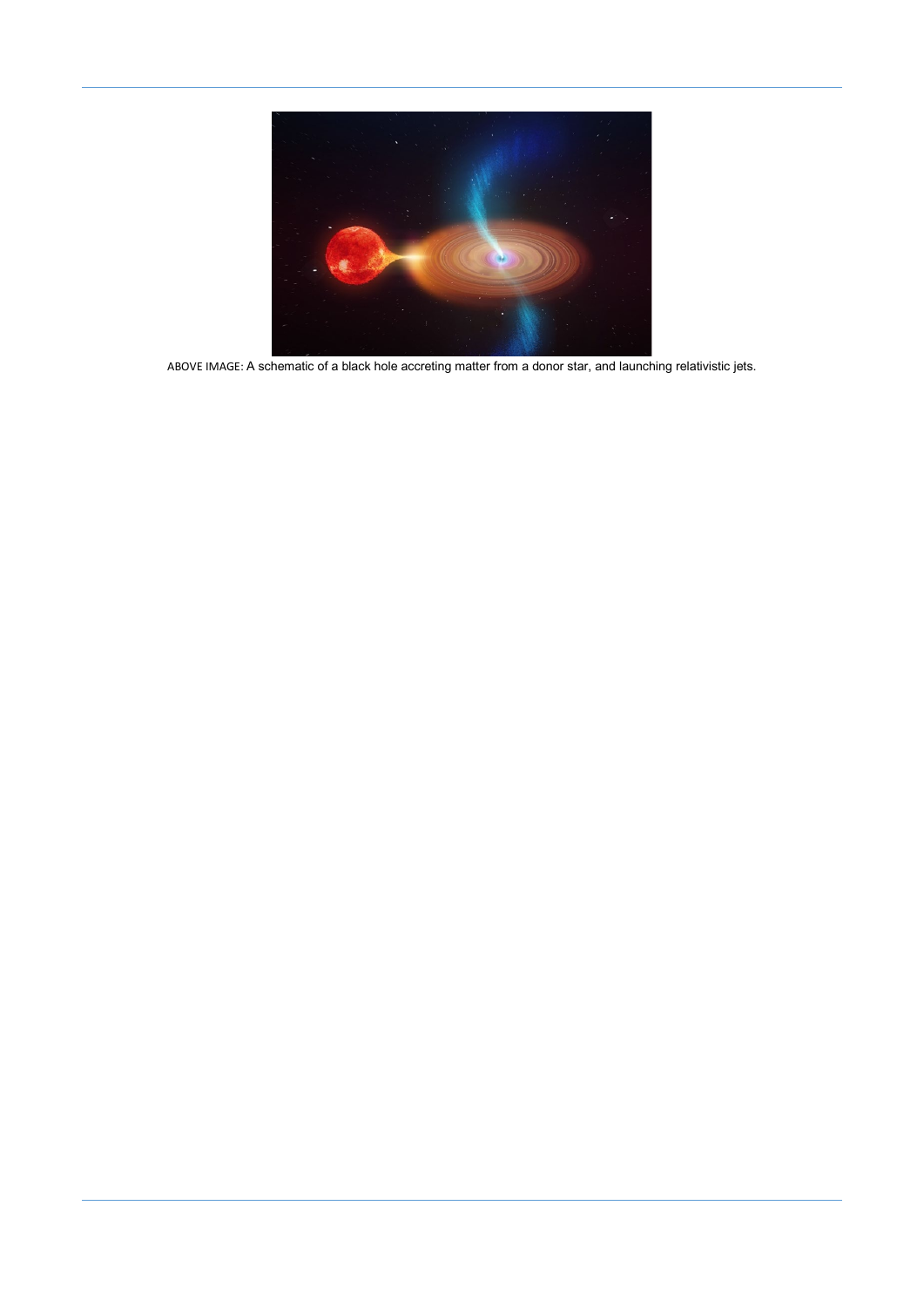ABOVE IMAGE: A schematic of a black hole accreting matter from a donor star, and launching relativistic jets.